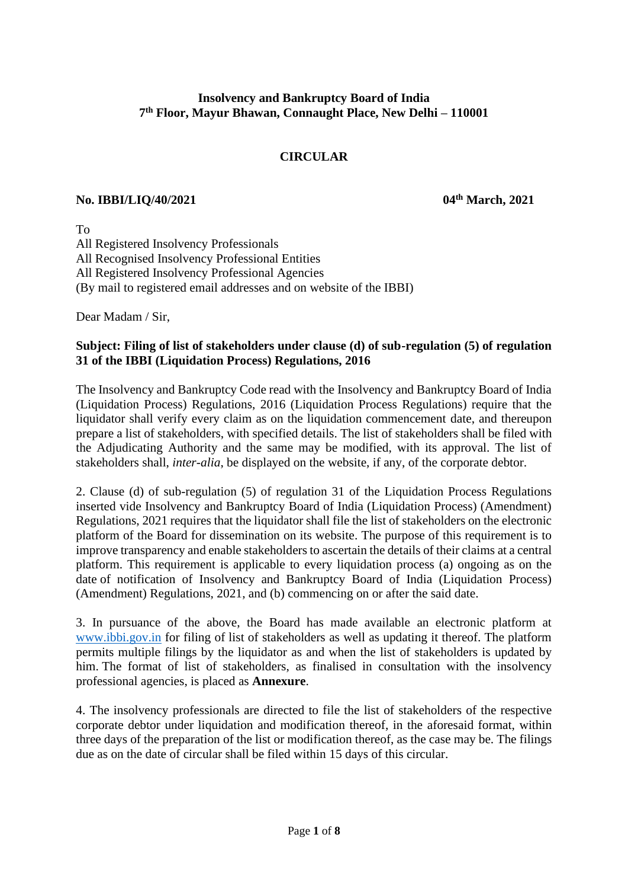**Insolvency and Bankruptcy Board of India**
**7th Floor, Mayur Bhawan, Connaught Place, New Delhi – 110001**

# CIRCULAR

**No. IBBI/LIQ/40/2021** **04th March, 2021**

To
All Registered Insolvency Professionals
All Recognised Insolvency Professional Entities
All Registered Insolvency Professional Agencies
(By mail to registered email addresses and on website of the IBBI)

Dear Madam / Sir,

**Subject: Filing of list of stakeholders under clause (d) of sub-regulation (5) of regulation 31 of the IBBI (Liquidation Process) Regulations, 2016**

The Insolvency and Bankruptcy Code read with the Insolvency and Bankruptcy Board of India (Liquidation Process) Regulations, 2016 (Liquidation Process Regulations) require that the liquidator shall verify every claim as on the liquidation commencement date, and thereupon prepare a list of stakeholders, with specified details. The list of stakeholders shall be filed with the Adjudicating Authority and the same may be modified, with its approval. The list of stakeholders shall, *inter-alia*, be displayed on the website, if any, of the corporate debtor.

2. Clause (d) of sub-regulation (5) of regulation 31 of the Liquidation Process Regulations inserted vide Insolvency and Bankruptcy Board of India (Liquidation Process) (Amendment) Regulations, 2021 requires that the liquidator shall file the list of stakeholders on the electronic platform of the Board for dissemination on its website. The purpose of this requirement is to improve transparency and enable stakeholders to ascertain the details of their claims at a central platform. This requirement is applicable to every liquidation process (a) ongoing as on the date of notification of Insolvency and Bankruptcy Board of India (Liquidation Process) (Amendment) Regulations, 2021, and (b) commencing on or after the said date.

3. In pursuance of the above, the Board has made available an electronic platform at www.ibbi.gov.in for filing of list of stakeholders as well as updating it thereof. The platform permits multiple filings by the liquidator as and when the list of stakeholders is updated by him. The format of list of stakeholders, as finalised in consultation with the insolvency professional agencies, is placed as **Annexure**.

4. The insolvency professionals are directed to file the list of stakeholders of the respective corporate debtor under liquidation and modification thereof, in the aforesaid format, within three days of the preparation of the list or modification thereof, as the case may be. The filings due as on the date of circular shall be filed within 15 days of this circular.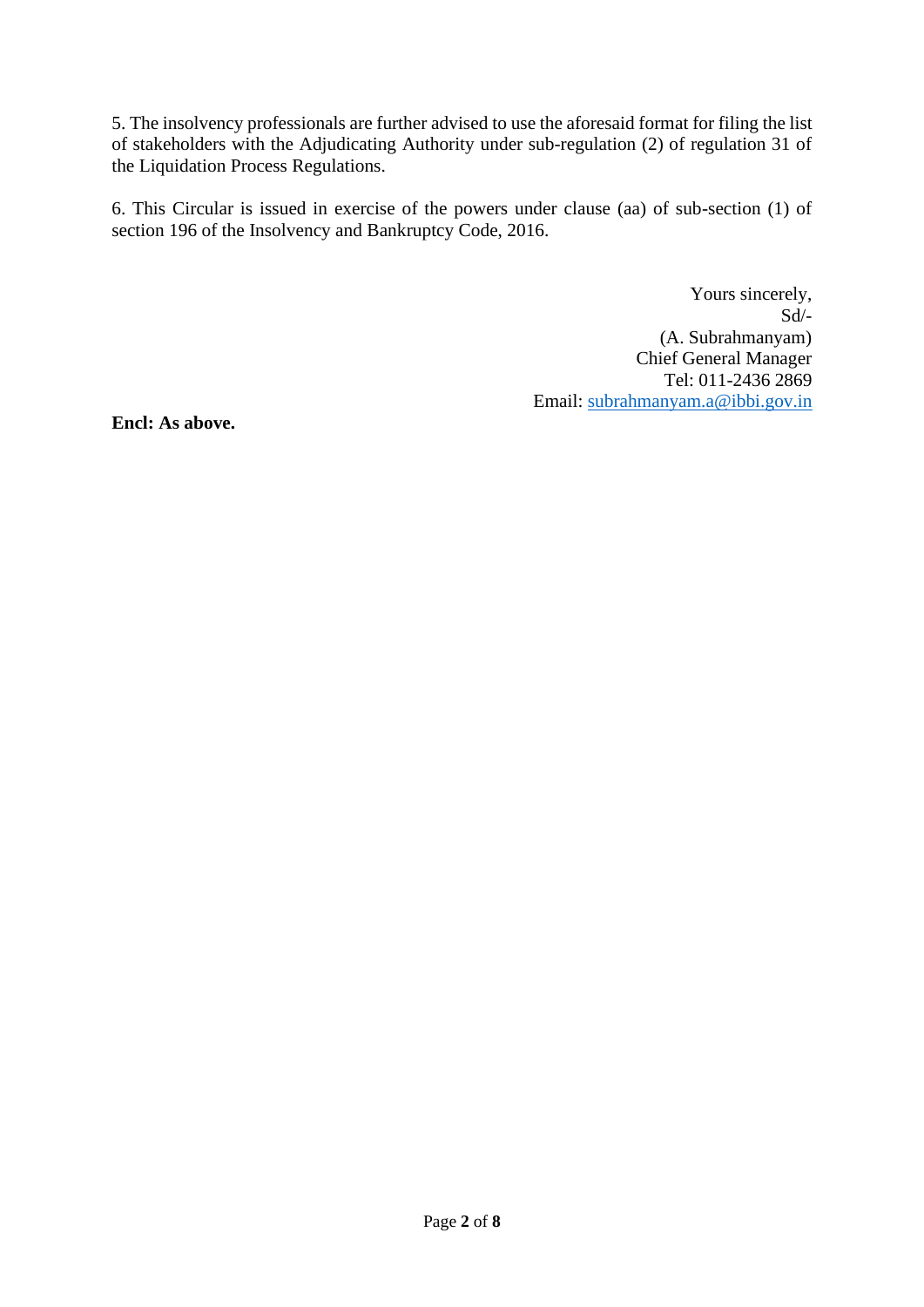5. The insolvency professionals are further advised to use the aforesaid format for filing the list of stakeholders with the Adjudicating Authority under sub-regulation (2) of regulation 31 of the Liquidation Process Regulations.

6. This Circular is issued in exercise of the powers under clause (aa) of sub-section (1) of section 196 of the Insolvency and Bankruptcy Code, 2016.

Yours sincerely,
Sd/-
(A. Subrahmanyam)
Chief General Manager
Tel: 011-2436 2869
Email: subrahmanyam.a@ibbi.gov.in

**Encl: As above.**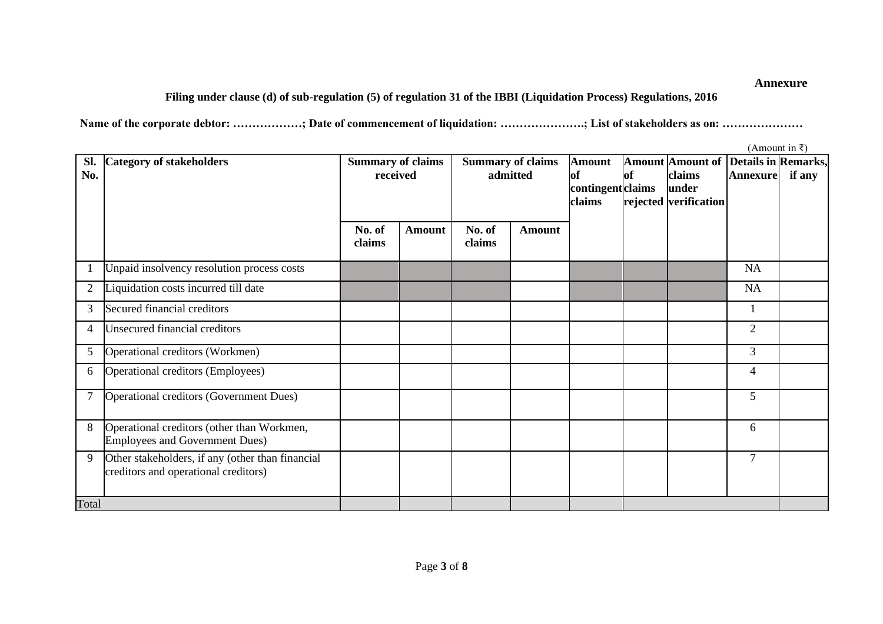**Annexure**

**Filing under clause (d) of sub-regulation (5) of regulation 31 of the IBBI (Liquidation Process) Regulations, 2016**

**Name of the corporate debtor: ……………; Date of commencement of liquidation: ………………; List of stakeholders as on: …………………**

(Amount in ₹)

| Sl. No. | Category of stakeholders | Summary of claims received | | Summary of claims admitted | | Amount of contingent claims | Amount of claims rejected | Amount of claims under verification | Details in Annexure | Remarks, if any |
|---|---|---|---|---|---|---|---|---|---|---|
| | | No. of claims | Amount | No. of claims | Amount | | | | | |
| 1 | Unpaid insolvency resolution process costs | | | | | | | | NA | |
| 2 | Liquidation costs incurred till date | | | | | | | | NA | |
| 3 | Secured financial creditors | | | | | | | | 1 | |
| 4 | Unsecured financial creditors | | | | | | | | 2 | |
| 5 | Operational creditors (Workmen) | | | | | | | | 3 | |
| 6 | Operational creditors (Employees) | | | | | | | | 4 | |
| 7 | Operational creditors (Government Dues) | | | | | | | | 5 | |
| 8 | Operational creditors (other than Workmen, Employees and Government Dues) | | | | | | | | 6 | |
| 9 | Other stakeholders, if any (other than financial creditors and operational creditors) | | | | | | | | 7 | |
| Total | | | | | | | | | | |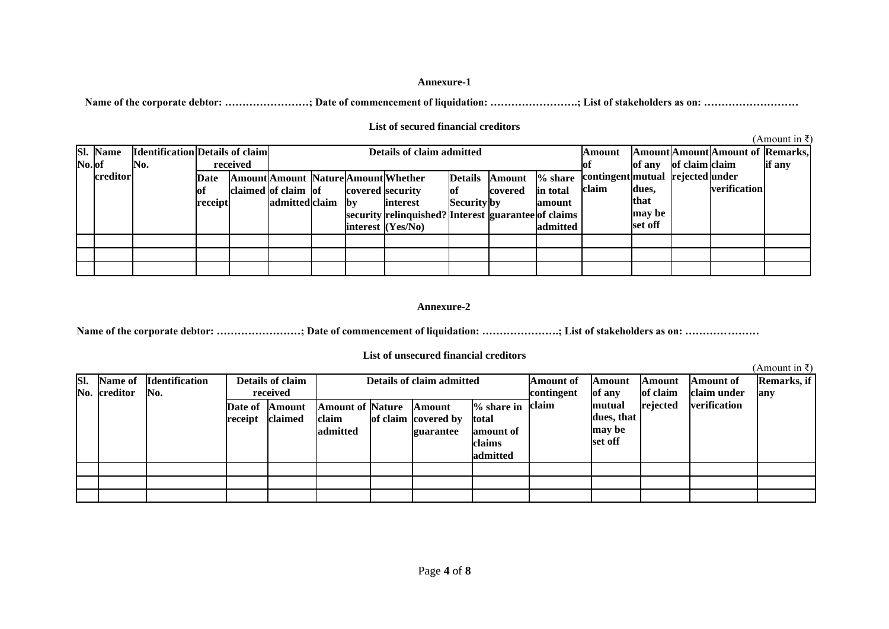**Annexure-1**

**Name of the corporate debtor: ……………………; Date of commencement of liquidation: …………………….; List of stakeholders as on: ………………………**

**List of secured financial creditors**

(Amount in ₹)

| Sl. No. | Name of creditor | Identification No. | Details of claim received | | Details of claim admitted | | | | | | | | Amount of contingent claim | Amount of any mutual dues, that may be set off | Amount of claim rejected | Amount of claim under verification | Remarks, if any |
|---|---|---|---|---|---|---|---|---|---|---|---|---|---|---|---|---|---|
| | | | Date of receipt | Amount claimed | Amount of claim admitted | Nature of claim | Amount covered by security interest | Whether security interest relinquished? (Yes/No) | Details of Security Interest | Amount covered by guarantee | % share in total amount of claims admitted | | | | | | |
| | | | | | | | | | | | | | | | | | |
| | | | | | | | | | | | | | | | | | |
| | | | | | | | | | | | | | | | | | |

**Annexure-2**

**Name of the corporate debtor: ……………………; Date of commencement of liquidation: ………………….; List of stakeholders as on: …………………**

**List of unsecured financial creditors**

(Amount in ₹)

| Sl. No. | Name of creditor | Identification No. | Details of claim received | | Details of claim admitted | | | | Amount of contingent claim | Amount of any mutual dues, that may be set off | Amount of claim rejected | Amount of claim under verification | Remarks, if any |
|---|---|---|---|---|---|---|---|---|---|---|---|---|---|
| | | | Date of receipt | Amount claimed | Amount of claim admitted | Nature of claim | Amount covered by guarantee | % share in total amount of claims admitted | | | | | |
| | | | | | | | | | | | | | |
| | | | | | | | | | | | | | |
| | | | | | | | | | | | | | |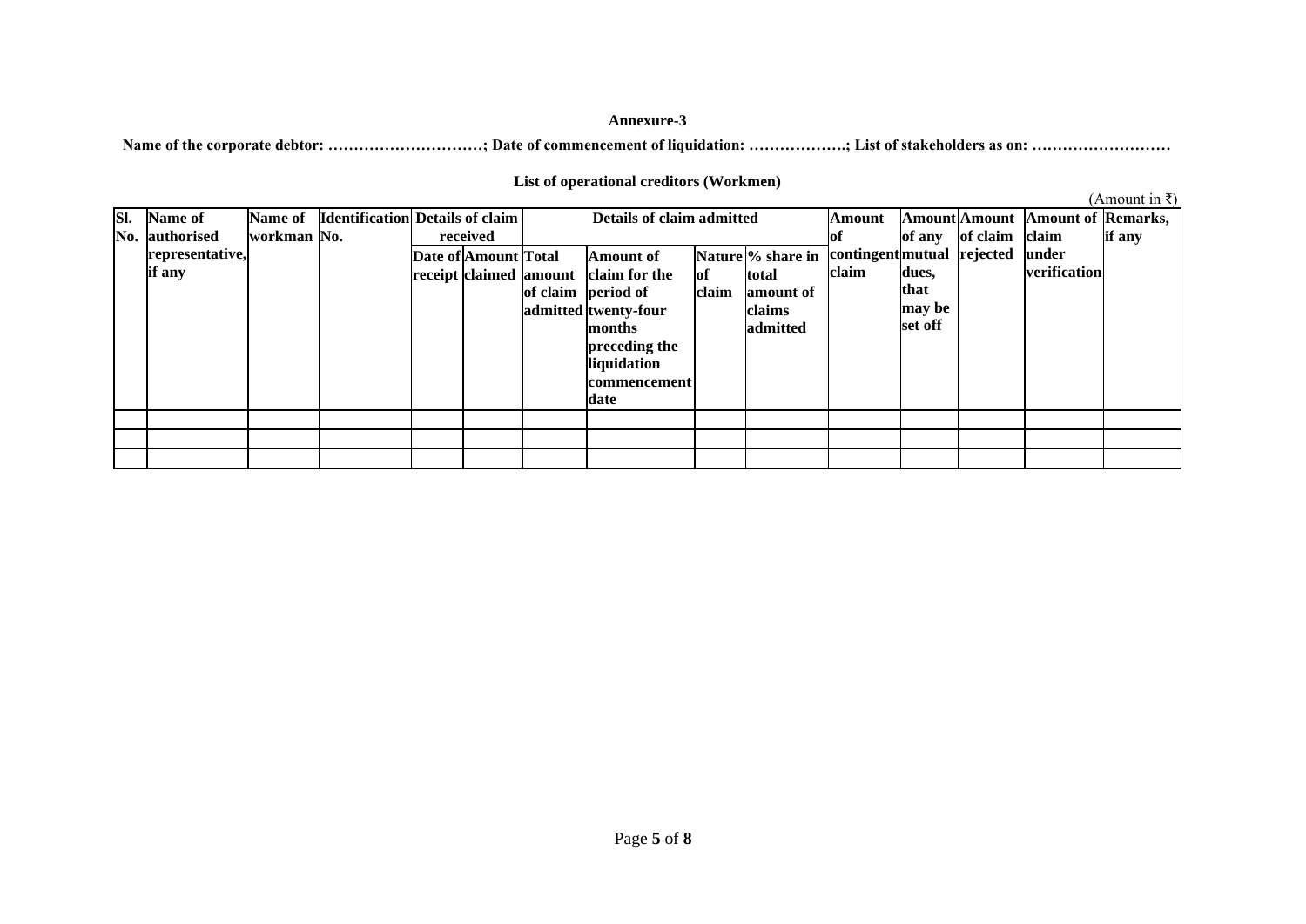**Annexure-3**

**Name of the corporate debtor: …………………………; Date of commencement of liquidation: ……………….; List of stakeholders as on: ………………………**

**List of operational creditors (Workmen)**

(Amount in ₹)

| Sl. No. | Name of authorised representative, if any | Name of workman | Identification No. | Details of claim received | | Details of claim admitted | | | | Amount of contingent claim | Amount of any mutual dues, that may be set off | Amount of claim rejected | Amount of claim under verification | Remarks, if any |
|---|---|---|---|---|---|---|---|---|---|---|---|---|---|---|
| | | | | Date of receipt | Amount claimed | Total amount of claim admitted | Amount of claim for the period of twenty-four months preceding the liquidation commencement date | Nature of claim | % share in total amount of claims admitted | | | | | |
| | | | | | | | | | | | | | | |
| | | | | | | | | | | | | | | |
| | | | | | | | | | | | | | | |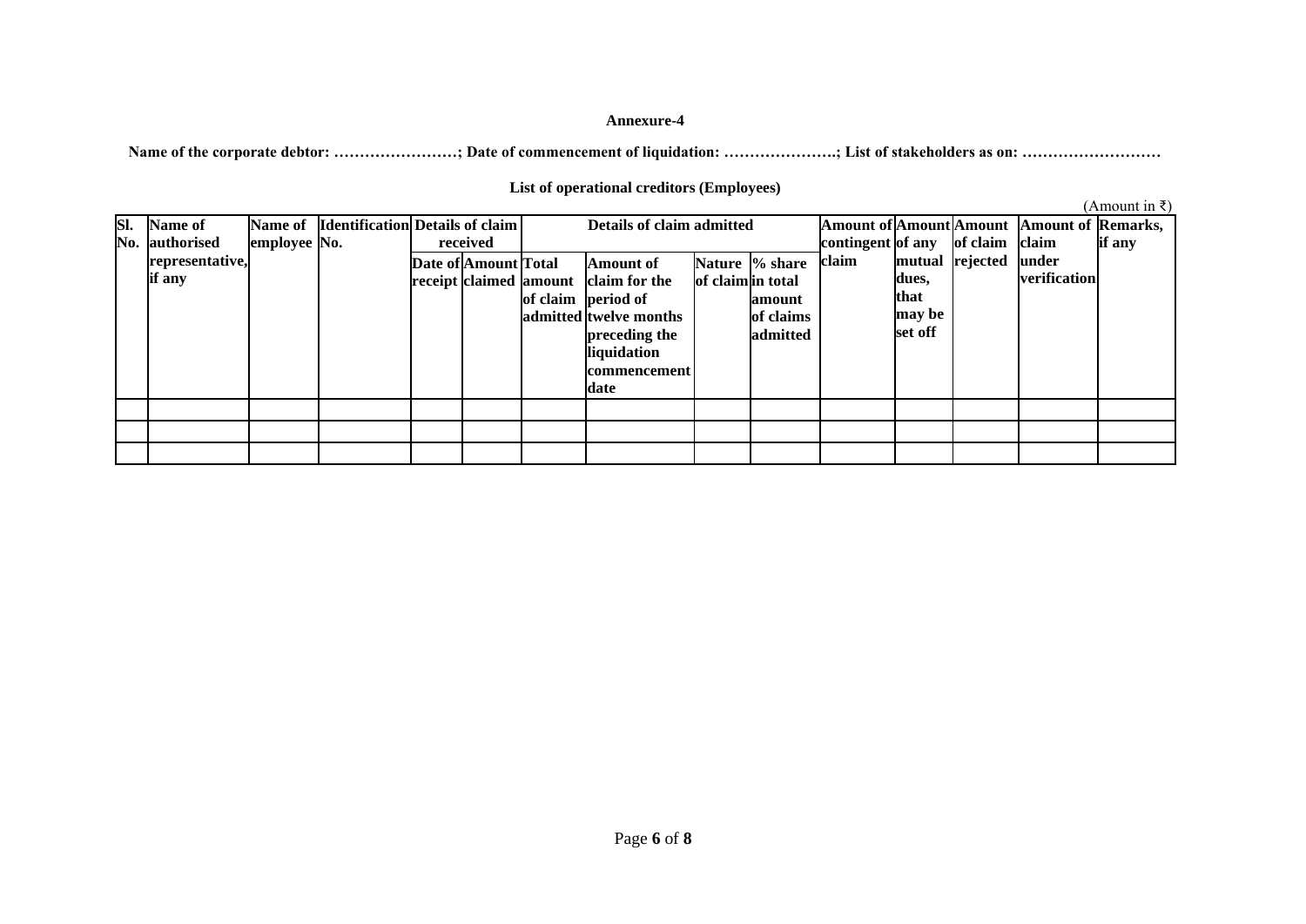**Annexure-4**

**Name of the corporate debtor: ……………………; Date of commencement of liquidation: ………………….; List of stakeholders as on: ………………………**

**List of operational creditors (Employees)**

(Amount in ₹)

| Sl. No. | Name of authorised representative, if any | Name of employee | Identification No. | Details of claim received | | Details of claim admitted | | | | Amount of contingent claim | Amount of any mutual dues, that may be set off | Amount of claim rejected | Amount of claim under verification | Remarks, if any |
|---|---|---|---|---|---|---|---|---|---|---|---|---|---|---|
| | | | | Date of receipt | Amount claimed | Total amount of claim admitted | Amount of claim for the period of twelve months preceding the liquidation commencement date | Nature of claim | % share in total amount of claims admitted | | | | | |
| | | | | | | | | | | | | | | |
| | | | | | | | | | | | | | | |
| | | | | | | | | | | | | | | |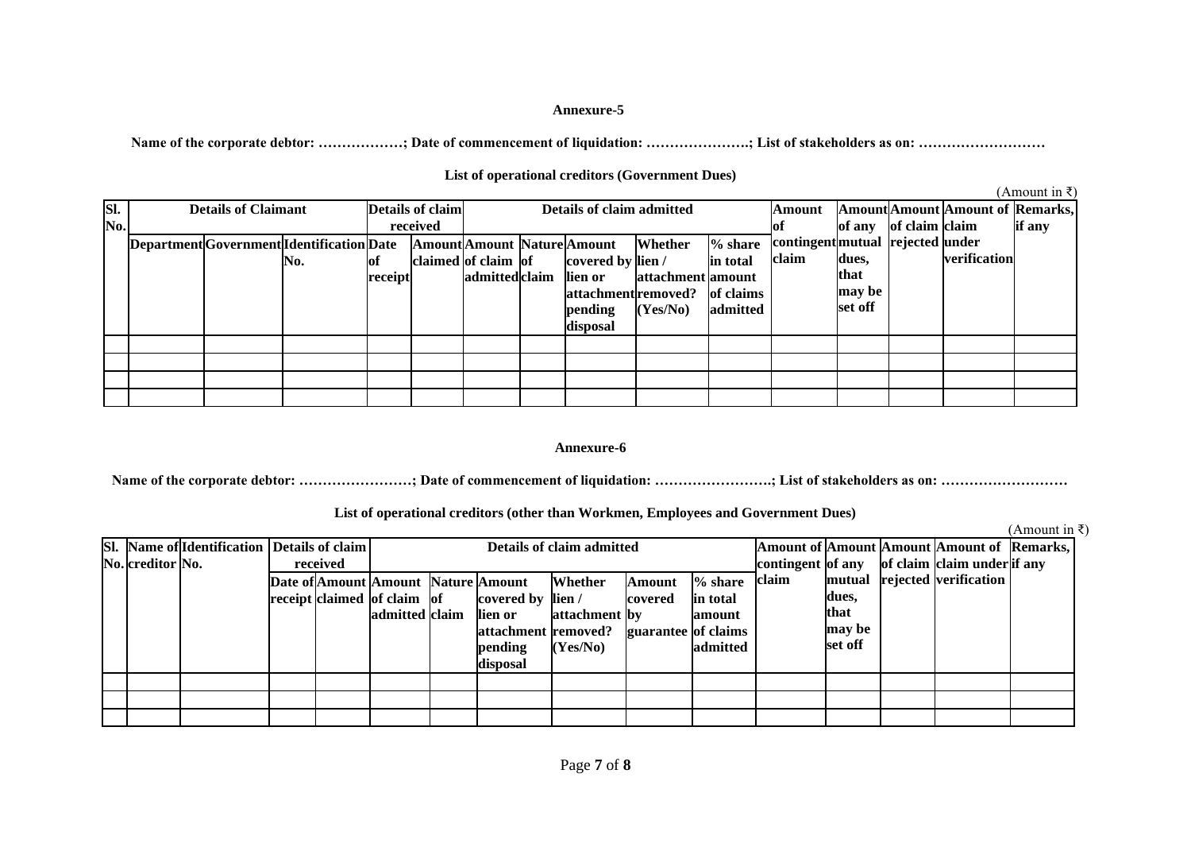**Annexure-5**

**Name of the corporate debtor: ………………; Date of commencement of liquidation: ………………….; List of stakeholders as on: ………………………**

**List of operational creditors (Government Dues)**

(Amount in ₹)

| Sl. No. | Details of Claimant | | | Details of claim received | | Details of claim admitted | | | | | Amount of contingent claim | Amount of any mutual dues, that may be set off | Amount of claim rejected | Amount of claim under verification | Remarks, if any |
|---|---|---|---|---|---|---|---|---|---|---|---|---|---|---|---|
| | Department | Government | Identification No. | Date of receipt | Amount claimed | Amount of claim admitted | Nature of claim | Amount covered by lien or attachment pending disposal | Whether lien / attachment removed? (Yes/No) | % share in total amount of claims admitted | | | | | |
| | | | | | | | | | | | | | | | |
| | | | | | | | | | | | | | | | |
| | | | | | | | | | | | | | | | |
| | | | | | | | | | | | | | | | |

**Annexure-6**

**Name of the corporate debtor: ……………………; Date of commencement of liquidation: …………………….; List of stakeholders as on: ………………………**

**List of operational creditors (other than Workmen, Employees and Government Dues)**

(Amount in ₹)

| Sl. No. | Name of creditor | Identification No. | Details of claim received | | Details of claim admitted | | | | | | Amount of contingent claim | Amount of any mutual dues, that may be set off | Amount of claim rejected | Amount of claim under verification | Remarks, if any |
|---|---|---|---|---|---|---|---|---|---|---|---|---|---|---|---|
| | | | Date of receipt | Amount claimed | Amount of claim admitted | Nature of claim | Amount covered by lien or attachment pending disposal | Whether lien / attachment removed? (Yes/No) | Amount covered by guarantee | % share in total amount of claims admitted | | | | | |
| | | | | | | | | | | | | | | | |
| | | | | | | | | | | | | | | | |
| | | | | | | | | | | | | | | | |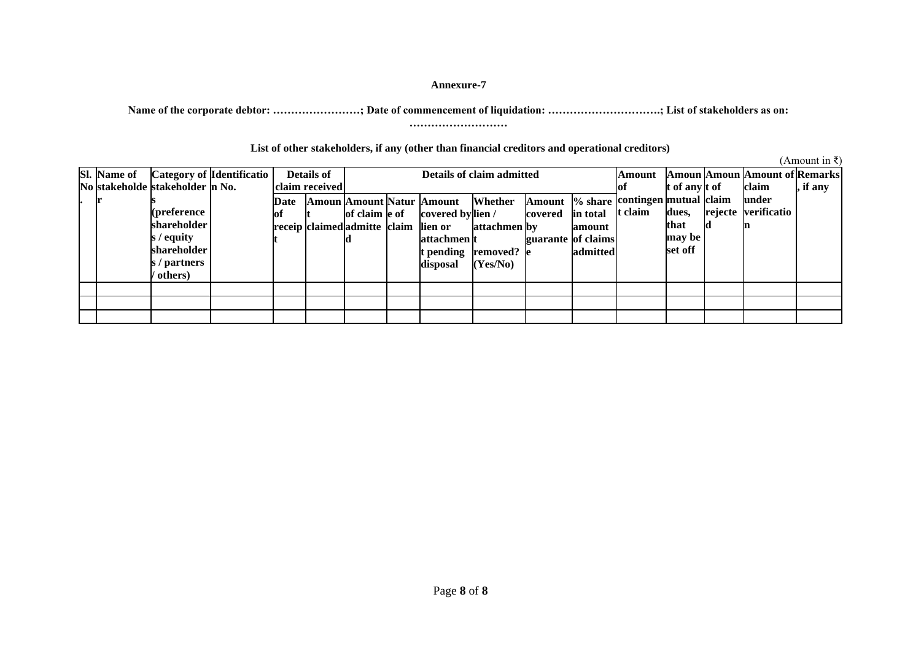**Annexure-7**

**Name of the corporate debtor: ……………………; Date of commencement of liquidation: ………………………….; List of stakeholders as on: ………………………**

**List of other stakeholders, if any (other than financial creditors and operational creditors)**

(Amount in ₹)

| Sl. No. | Name of stakeholder | Category of stakeholders (preference shareholders / equity shareholders / partners / others) | Identification No. | Details of claim received | | Details of claim admitted | | | | | | | Amount of contingent claim | Amount of any mutual dues, that may be set off | Amount of claim rejected | Amount of claim under verification | Remarks, if any |
|---|---|---|---|---|---|---|---|---|---|---|---|---|---|---|---|---|---|
| | | | | Date of receipt | Amount claimed | Amount of claim admitted | Nature of claim | Amount covered by lien or attachment pending disposal | Whether lien / attachment removed? (Yes/No) | Amount covered by guarantee | % share in total amount of claims admitted | | | | | | |
| | | | | | | | | | | | | | | | | | |
| | | | | | | | | | | | | | | | | | |
| | | | | | | | | | | | | | | | | | |